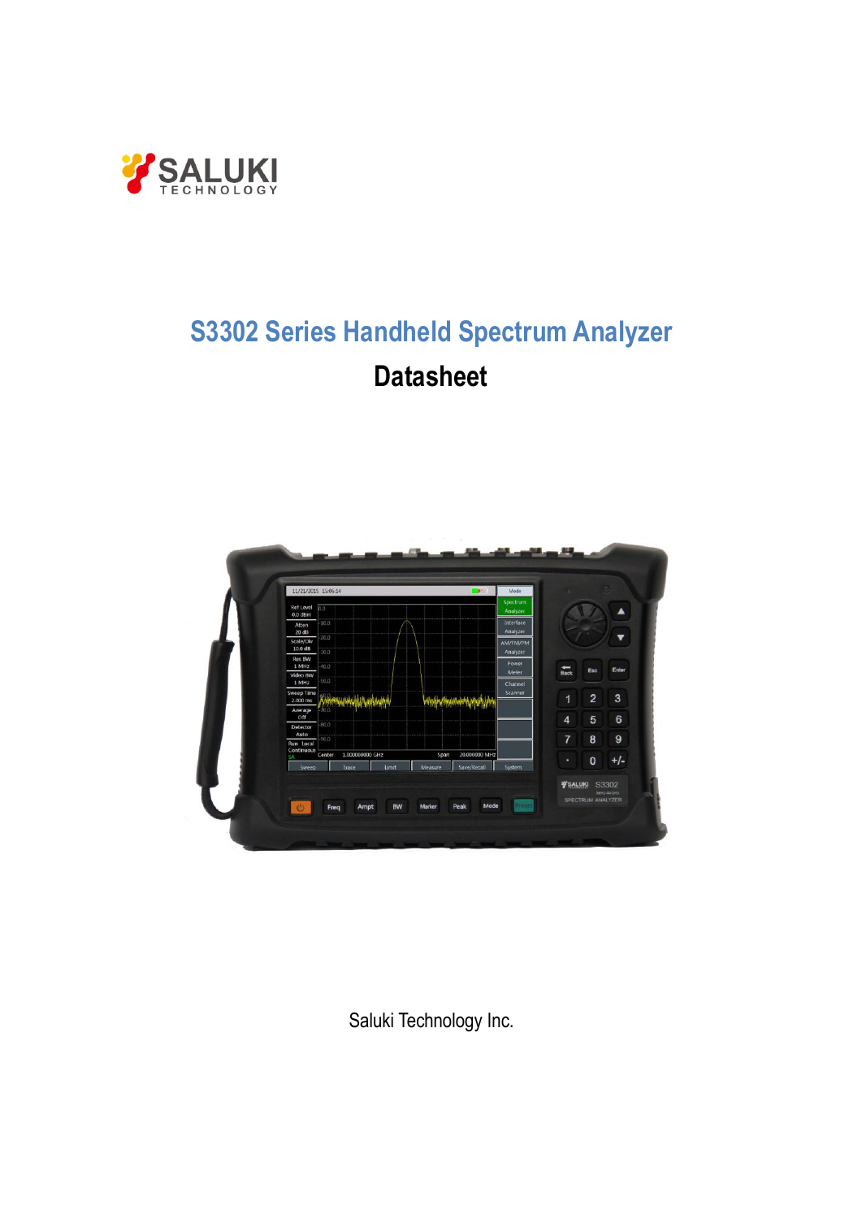SALUKI TECHNOLOGY

# S3302 Series Handheld Spectrum Analyzer

## Datasheet

Saluki Technology Inc.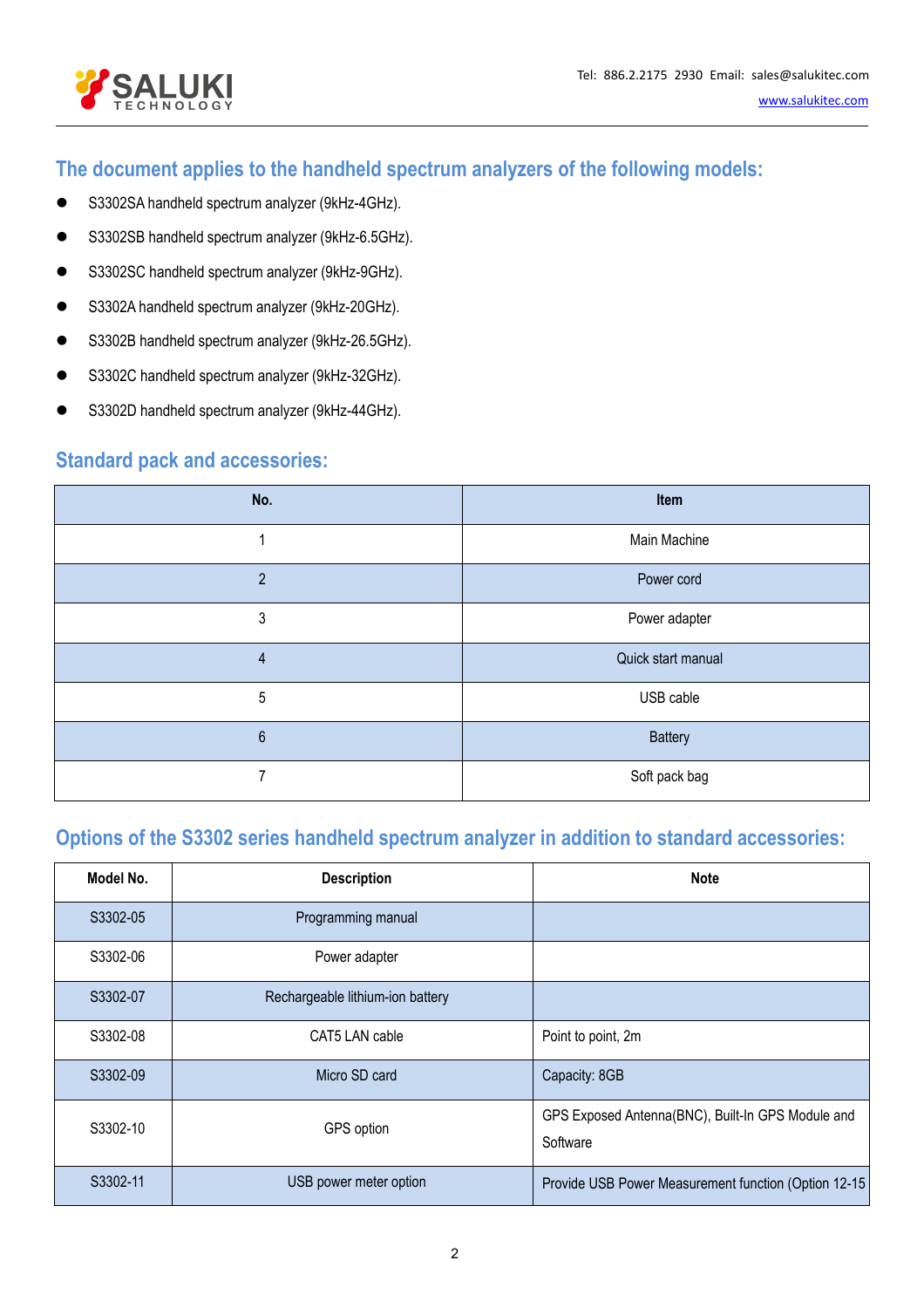## The document applies to the handheld spectrum analyzers of the following models:

- S3302SA handheld spectrum analyzer (9kHz-4GHz).
- S3302SB handheld spectrum analyzer (9kHz-6.5GHz).
- S3302SC handheld spectrum analyzer (9kHz-9GHz).
- S3302A handheld spectrum analyzer (9kHz-20GHz).
- S3302B handheld spectrum analyzer (9kHz-26.5GHz).
- S3302C handheld spectrum analyzer (9kHz-32GHz).
- S3302D handheld spectrum analyzer (9kHz-44GHz).

## Standard pack and accessories:

| No. | Item |
|---|---|
| 1 | Main Machine |
| 2 | Power cord |
| 3 | Power adapter |
| 4 | Quick start manual |
| 5 | USB cable |
| 6 | Battery |
| 7 | Soft pack bag |

## Options of the S3302 series handheld spectrum analyzer in addition to standard accessories:

| Model No. | Description | Note |
|---|---|---|
| S3302-05 | Programming manual | |
| S3302-06 | Power adapter | |
| S3302-07 | Rechargeable lithium-ion battery | |
| S3302-08 | CAT5 LAN cable | Point to point, 2m |
| S3302-09 | Micro SD card | Capacity: 8GB |
| S3302-10 | GPS option | GPS Exposed Antenna(BNC), Built-In GPS Module and Software |
| S3302-11 | USB power meter option | Provide USB Power Measurement function (Option 12-15 |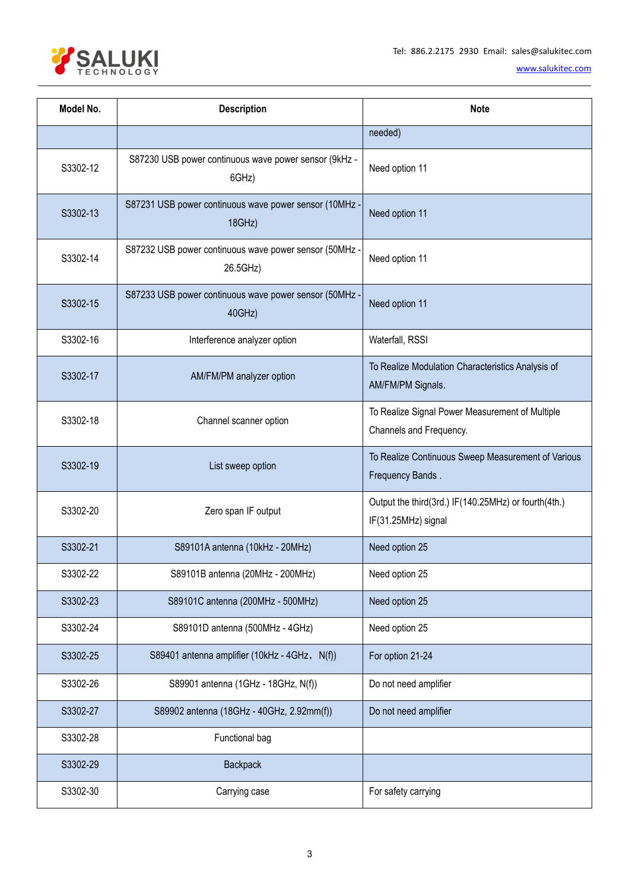| Model No. | Description | Note |
|---|---|---|
| | | needed) |
| S3302-12 | S87230 USB power continuous wave power sensor (9kHz - 6GHz) | Need option 11 |
| S3302-13 | S87231 USB power continuous wave power sensor (10MHz - 18GHz) | Need option 11 |
| S3302-14 | S87232 USB power continuous wave power sensor (50MHz - 26.5GHz) | Need option 11 |
| S3302-15 | S87233 USB power continuous wave power sensor (50MHz - 40GHz) | Need option 11 |
| S3302-16 | Interference analyzer option | Waterfall, RSSI |
| S3302-17 | AM/FM/PM analyzer option | To Realize Modulation Characteristics Analysis of AM/FM/PM Signals. |
| S3302-18 | Channel scanner option | To Realize Signal Power Measurement of Multiple Channels and Frequency. |
| S3302-19 | List sweep option | To Realize Continuous Sweep Measurement of Various Frequency Bands . |
| S3302-20 | Zero span IF output | Output the third(3rd.) IF(140.25MHz) or fourth(4th.) IF(31.25MHz) signal |
| S3302-21 | S89101A antenna (10kHz - 20MHz) | Need option 25 |
| S3302-22 | S89101B antenna (20MHz - 200MHz) | Need option 25 |
| S3302-23 | S89101C antenna (200MHz - 500MHz) | Need option 25 |
| S3302-24 | S89101D antenna (500MHz - 4GHz) | Need option 25 |
| S3302-25 | S89401 antenna amplifier (10kHz - 4GHz，N(f)) | For option 21-24 |
| S3302-26 | S89901 antenna (1GHz - 18GHz, N(f)) | Do not need amplifier |
| S3302-27 | S89902 antenna (18GHz - 40GHz, 2.92mm(f)) | Do not need amplifier |
| S3302-28 | Functional bag | |
| S3302-29 | Backpack | |
| S3302-30 | Carrying case | For safety carrying |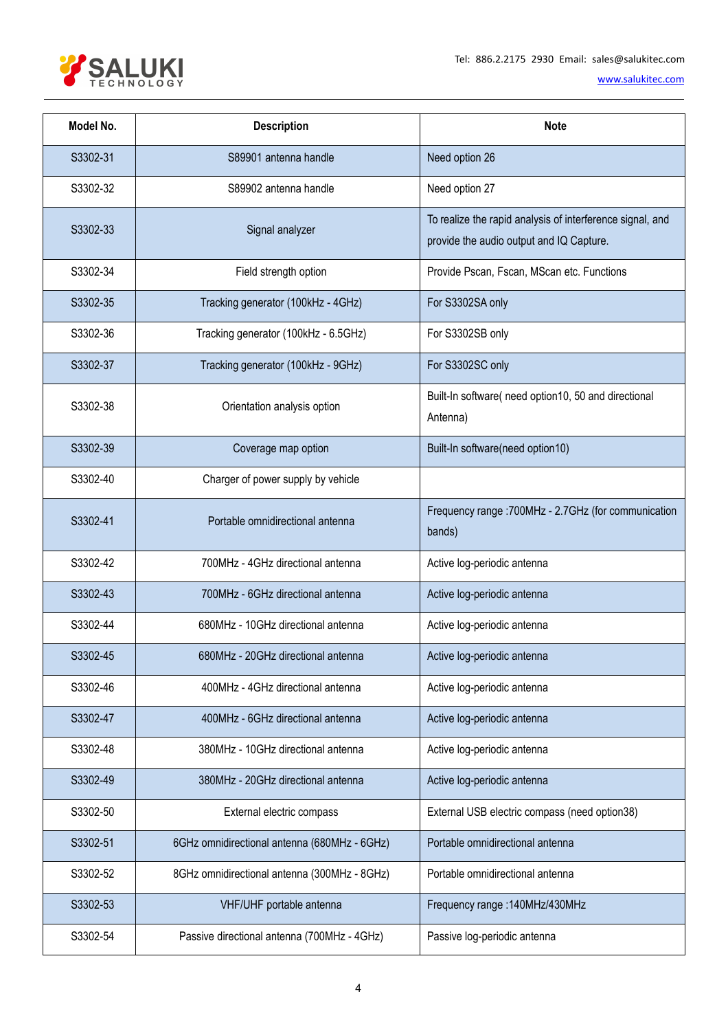| Model No. | Description | Note |
|---|---|---|
| S3302-31 | S89901 antenna handle | Need option 26 |
| S3302-32 | S89902 antenna handle | Need option 27 |
| S3302-33 | Signal analyzer | To realize the rapid analysis of interference signal, and provide the audio output and IQ Capture. |
| S3302-34 | Field strength option | Provide Pscan, Fscan, MScan etc. Functions |
| S3302-35 | Tracking generator (100kHz - 4GHz) | For S3302SA only |
| S3302-36 | Tracking generator (100kHz - 6.5GHz) | For S3302SB only |
| S3302-37 | Tracking generator (100kHz - 9GHz) | For S3302SC only |
| S3302-38 | Orientation analysis option | Built-In software( need option10, 50 and directional Antenna) |
| S3302-39 | Coverage map option | Built-In software(need option10) |
| S3302-40 | Charger of power supply by vehicle | |
| S3302-41 | Portable omnidirectional antenna | Frequency range :700MHz - 2.7GHz (for communication bands) |
| S3302-42 | 700MHz - 4GHz directional antenna | Active log-periodic antenna |
| S3302-43 | 700MHz - 6GHz directional antenna | Active log-periodic antenna |
| S3302-44 | 680MHz - 10GHz directional antenna | Active log-periodic antenna |
| S3302-45 | 680MHz - 20GHz directional antenna | Active log-periodic antenna |
| S3302-46 | 400MHz - 4GHz directional antenna | Active log-periodic antenna |
| S3302-47 | 400MHz - 6GHz directional antenna | Active log-periodic antenna |
| S3302-48 | 380MHz - 10GHz directional antenna | Active log-periodic antenna |
| S3302-49 | 380MHz - 20GHz directional antenna | Active log-periodic antenna |
| S3302-50 | External electric compass | External USB electric compass (need option38) |
| S3302-51 | 6GHz omnidirectional antenna (680MHz - 6GHz) | Portable omnidirectional antenna |
| S3302-52 | 8GHz omnidirectional antenna (300MHz - 8GHz) | Portable omnidirectional antenna |
| S3302-53 | VHF/UHF portable antenna | Frequency range :140MHz/430MHz |
| S3302-54 | Passive directional antenna (700MHz - 4GHz) | Passive log-periodic antenna |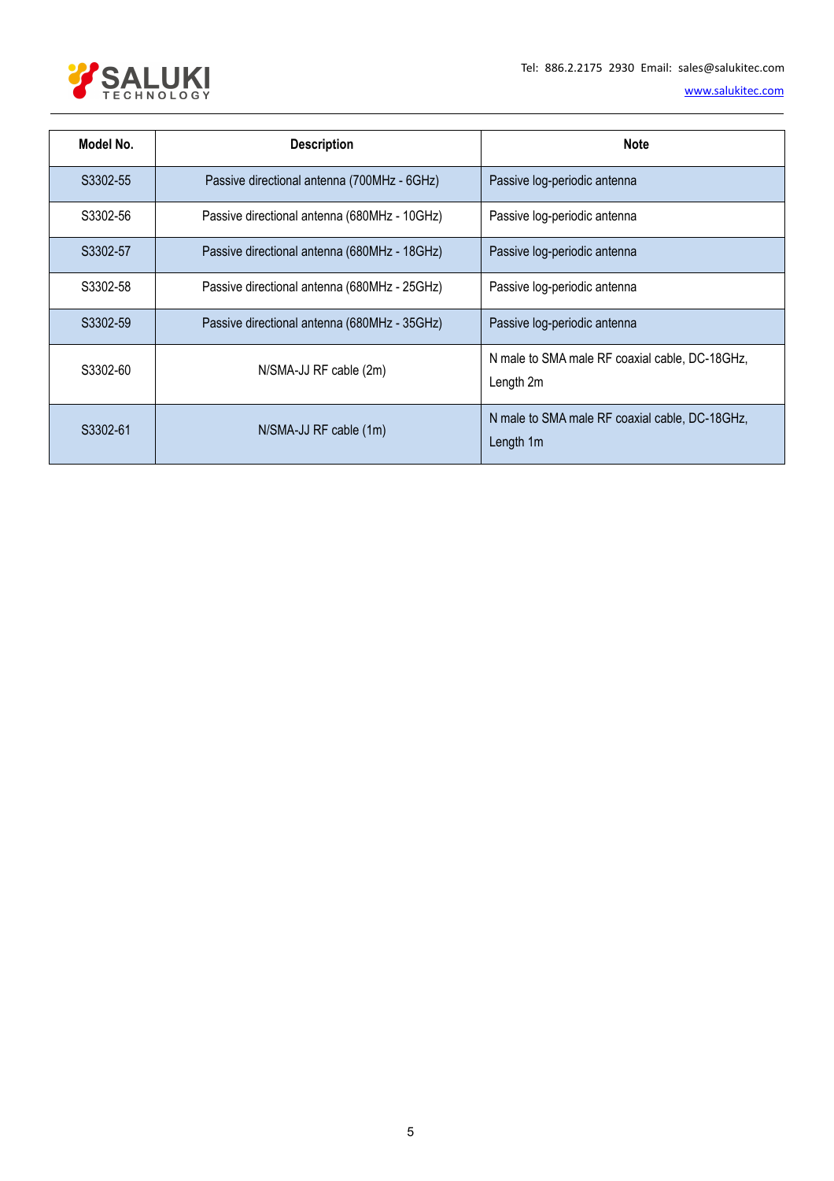| Model No. | Description | Note |
|---|---|---|
| S3302-55 | Passive directional antenna (700MHz - 6GHz) | Passive log-periodic antenna |
| S3302-56 | Passive directional antenna (680MHz - 10GHz) | Passive log-periodic antenna |
| S3302-57 | Passive directional antenna (680MHz - 18GHz) | Passive log-periodic antenna |
| S3302-58 | Passive directional antenna (680MHz - 25GHz) | Passive log-periodic antenna |
| S3302-59 | Passive directional antenna (680MHz - 35GHz) | Passive log-periodic antenna |
| S3302-60 | N/SMA-JJ RF cable (2m) | N male to SMA male RF coaxial cable, DC-18GHz, Length 2m |
| S3302-61 | N/SMA-JJ RF cable (1m) | N male to SMA male RF coaxial cable, DC-18GHz, Length 1m |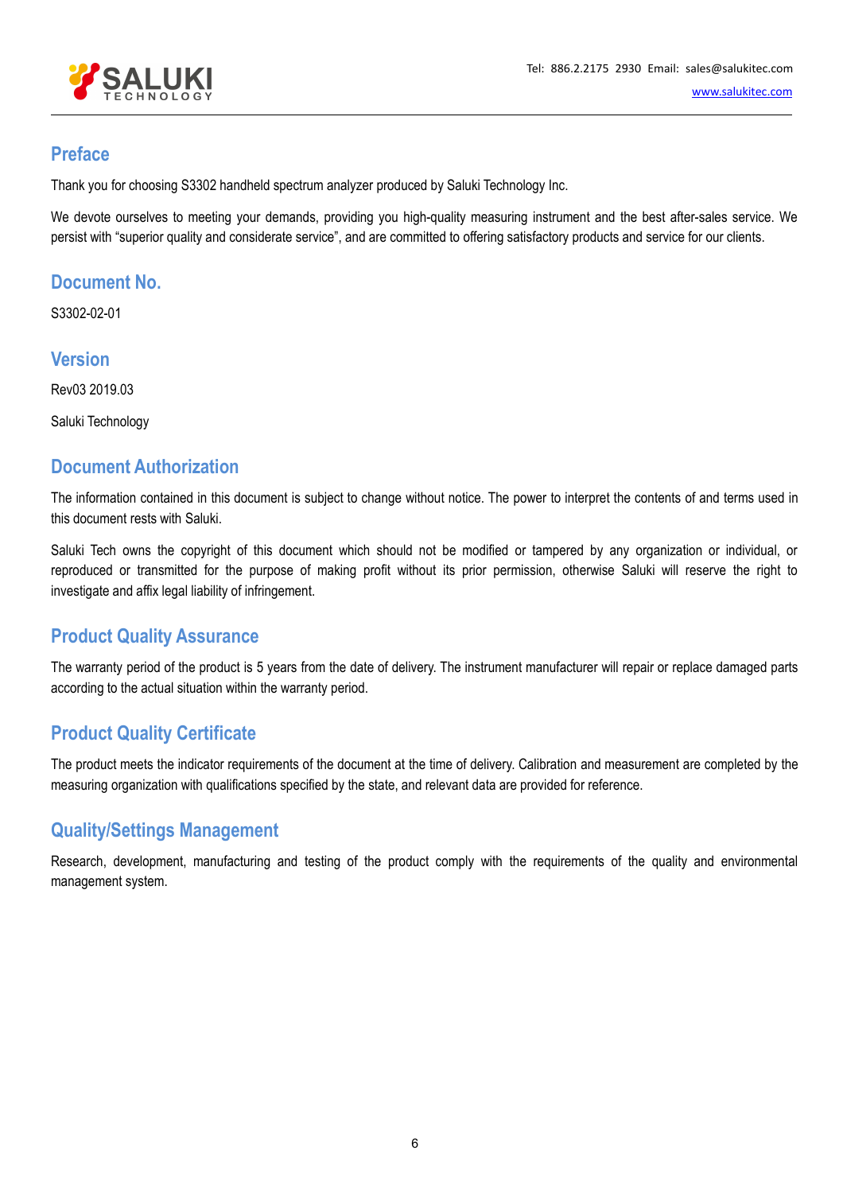## Preface

Thank you for choosing S3302 handheld spectrum analyzer produced by Saluki Technology Inc.

We devote ourselves to meeting your demands, providing you high-quality measuring instrument and the best after-sales service. We persist with "superior quality and considerate service", and are committed to offering satisfactory products and service for our clients.

## Document No.

S3302-02-01

## Version

Rev03 2019.03

Saluki Technology

## Document Authorization

The information contained in this document is subject to change without notice. The power to interpret the contents of and terms used in this document rests with Saluki.

Saluki Tech owns the copyright of this document which should not be modified or tampered by any organization or individual, or reproduced or transmitted for the purpose of making profit without its prior permission, otherwise Saluki will reserve the right to investigate and affix legal liability of infringement.

## Product Quality Assurance

The warranty period of the product is 5 years from the date of delivery. The instrument manufacturer will repair or replace damaged parts according to the actual situation within the warranty period.

## Product Quality Certificate

The product meets the indicator requirements of the document at the time of delivery. Calibration and measurement are completed by the measuring organization with qualifications specified by the state, and relevant data are provided for reference.

## Quality/Settings Management

Research, development, manufacturing and testing of the product comply with the requirements of the quality and environmental management system.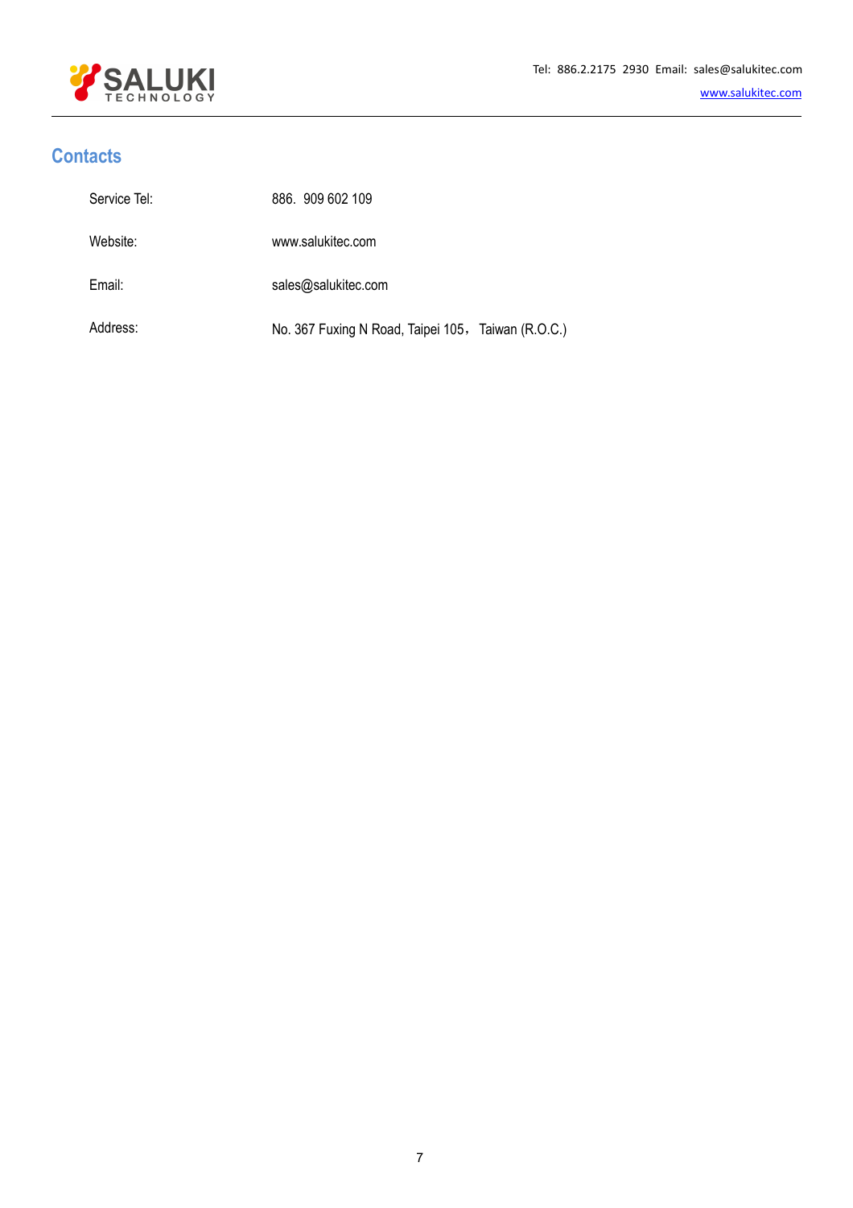## Contacts

| | |
|---|---|
| Service Tel: | 886. 909 602 109 |
| Website: | www.salukitec.com |
| Email: | sales@salukitec.com |
| Address: | No. 367 Fuxing N Road, Taipei 105， Taiwan (R.O.C.) |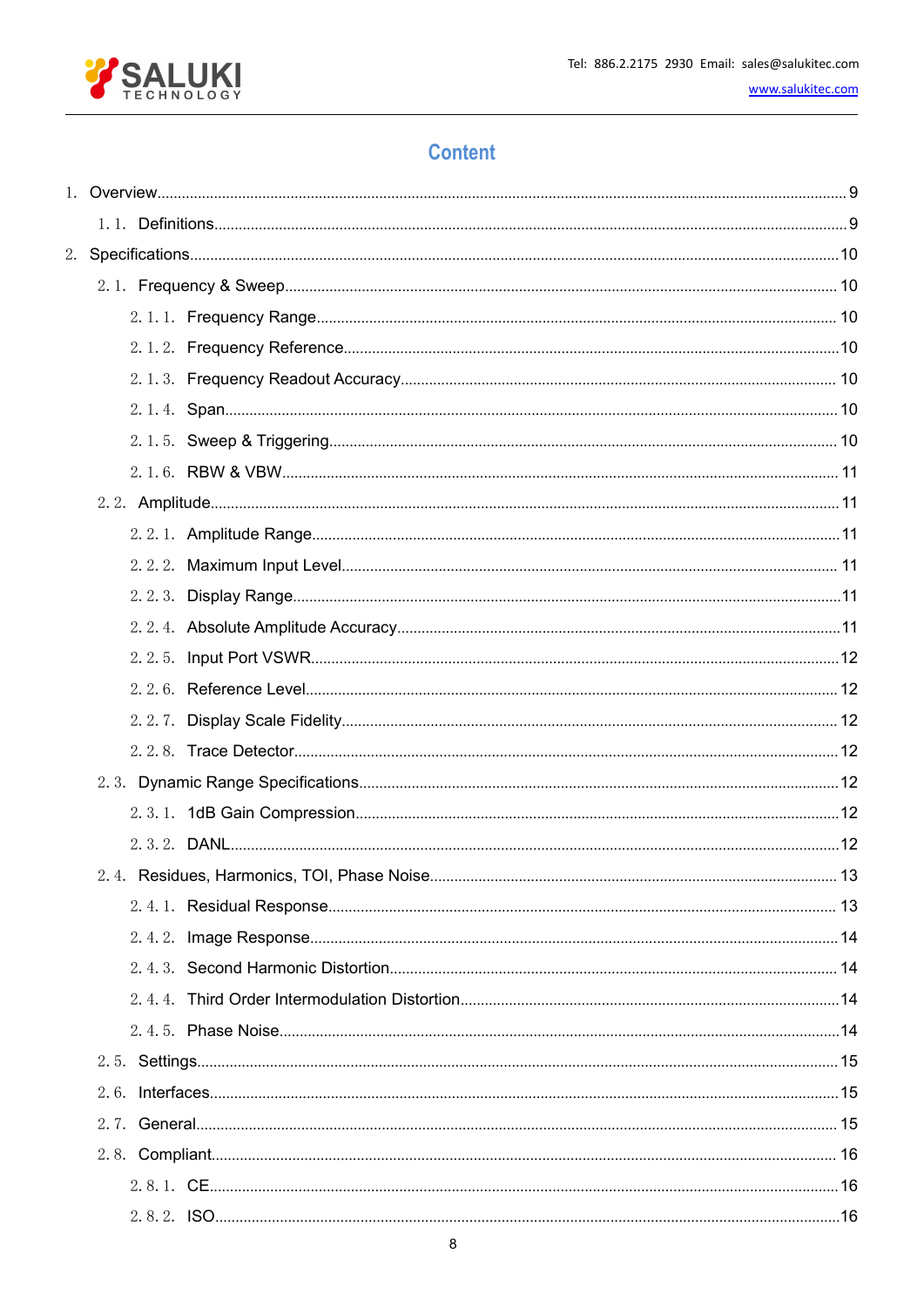# Content

1. Overview ........ 9
   1.1. Definitions ........ 9
2. Specifications ........ 10
   2.1. Frequency & Sweep ........ 10
      2.1.1. Frequency Range ........ 10
      2.1.2. Frequency Reference ........ 10
      2.1.3. Frequency Readout Accuracy ........ 10
      2.1.4. Span ........ 10
      2.1.5. Sweep & Triggering ........ 10
      2.1.6. RBW & VBW ........ 11
   2.2. Amplitude ........ 11
      2.2.1. Amplitude Range ........ 11
      2.2.2. Maximum Input Level ........ 11
      2.2.3. Display Range ........ 11
      2.2.4. Absolute Amplitude Accuracy ........ 11
      2.2.5. Input Port VSWR ........ 12
      2.2.6. Reference Level ........ 12
      2.2.7. Display Scale Fidelity ........ 12
      2.2.8. Trace Detector ........ 12
   2.3. Dynamic Range Specifications ........ 12
      2.3.1. 1dB Gain Compression ........ 12
      2.3.2. DANL ........ 12
   2.4. Residues, Harmonics, TOI, Phase Noise ........ 13
      2.4.1. Residual Response ........ 13
      2.4.2. Image Response ........ 14
      2.4.3. Second Harmonic Distortion ........ 14
      2.4.4. Third Order Intermodulation Distortion ........ 14
      2.4.5. Phase Noise ........ 14
   2.5. Settings ........ 15
   2.6. Interfaces ........ 15
   2.7. General ........ 15
   2.8. Compliant ........ 16
      2.8.1. CE ........ 16
      2.8.2. ISO ........ 16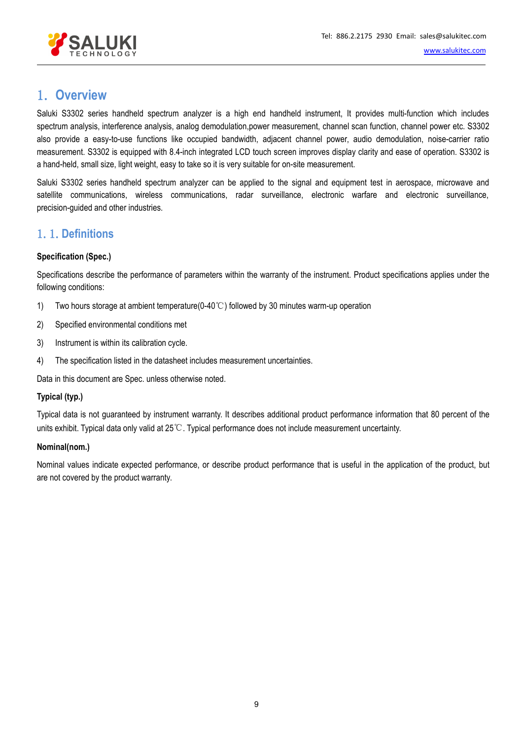# 1. Overview

Saluki S3302 series handheld spectrum analyzer is a high end handheld instrument, It provides multi-function which includes spectrum analysis, interference analysis, analog demodulation,power measurement, channel scan function, channel power etc. S3302 also provide a easy-to-use functions like occupied bandwidth, adjacent channel power, audio demodulation, noise-carrier ratio measurement. S3302 is equipped with 8.4-inch integrated LCD touch screen improves display clarity and ease of operation. S3302 is a hand-held, small size, light weight, easy to take so it is very suitable for on-site measurement.

Saluki S3302 series handheld spectrum analyzer can be applied to the signal and equipment test in aerospace, microwave and satellite communications, wireless communications, radar surveillance, electronic warfare and electronic surveillance, precision-guided and other industries.

## 1. 1. Definitions

**Specification (Spec.)**

Specifications describe the performance of parameters within the warranty of the instrument. Product specifications applies under the following conditions:

1) Two hours storage at ambient temperature(0-40℃) followed by 30 minutes warm-up operation
2) Specified environmental conditions met
3) Instrument is within its calibration cycle.
4) The specification listed in the datasheet includes measurement uncertainties.

Data in this document are Spec. unless otherwise noted.

**Typical (typ.)**

Typical data is not guaranteed by instrument warranty. It describes additional product performance information that 80 percent of the units exhibit. Typical data only valid at 25℃. Typical performance does not include measurement uncertainty.

**Nominal(nom.)**

Nominal values indicate expected performance, or describe product performance that is useful in the application of the product, but are not covered by the product warranty.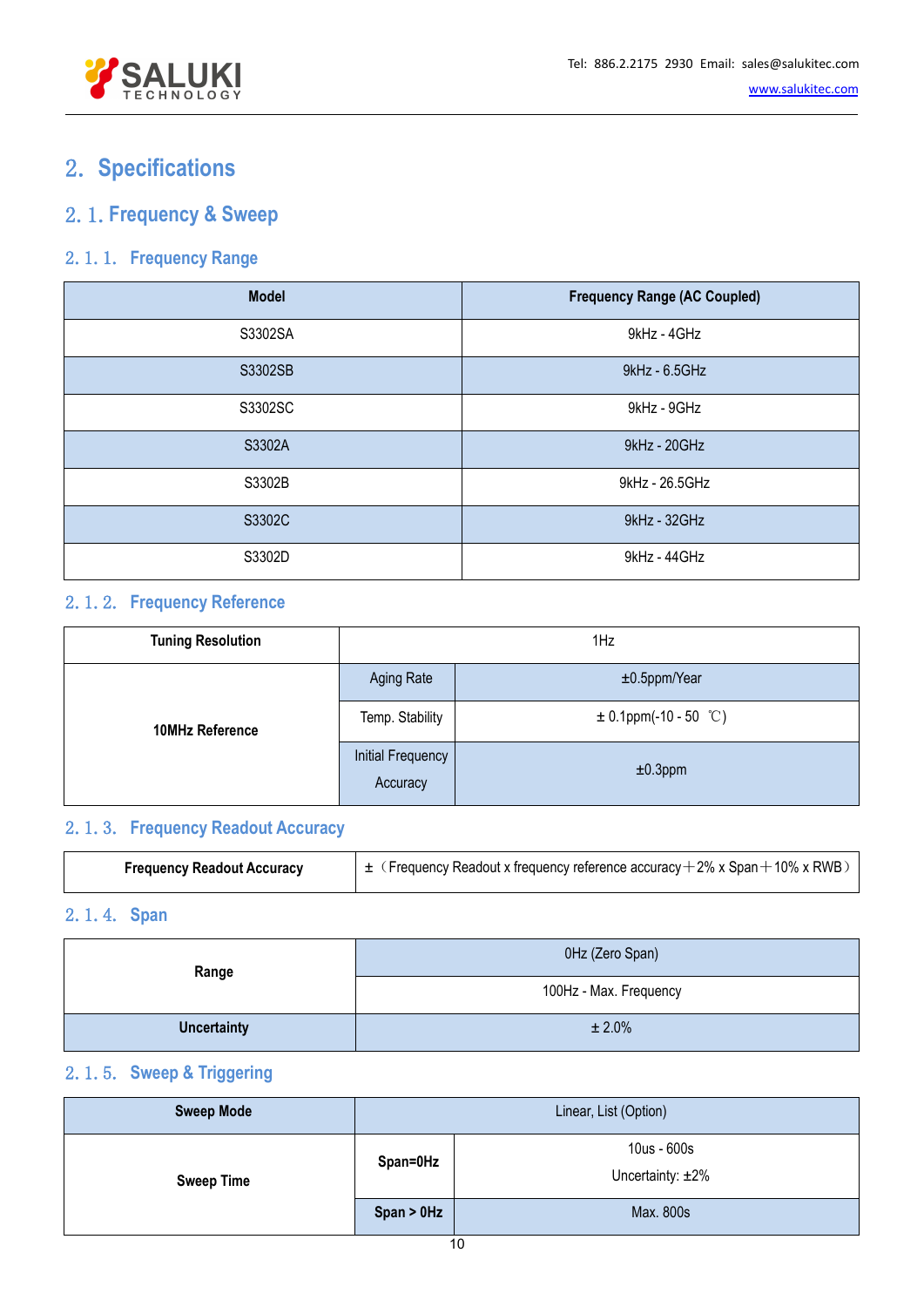# 2. Specifications

## 2.1. Frequency & Sweep

### 2.1.1. Frequency Range

| Model | Frequency Range (AC Coupled) |
|---|---|
| S3302SA | 9kHz - 4GHz |
| S3302SB | 9kHz - 6.5GHz |
| S3302SC | 9kHz - 9GHz |
| S3302A | 9kHz - 20GHz |
| S3302B | 9kHz - 26.5GHz |
| S3302C | 9kHz - 32GHz |
| S3302D | 9kHz - 44GHz |

### 2.1.2. Frequency Reference

| Tuning Resolution | 1Hz | |
|---|---|---|
| 10MHz Reference | Aging Rate | ±0.5ppm/Year |
| | Temp. Stability | ± 0.1ppm(-10 - 50 ℃) |
| | Initial Frequency Accuracy | ±0.3ppm |

### 2.1.3. Frequency Readout Accuracy

| Frequency Readout Accuracy | ±（Frequency Readout x frequency reference accuracy＋2% x Span＋10% x RWB） |
|---|---|

### 2.1.4. Span

| Range | 0Hz (Zero Span) |
|---|---|
| | 100Hz - Max. Frequency |
| Uncertainty | ± 2.0% |

### 2.1.5. Sweep & Triggering

| Sweep Mode | Linear, List (Option) | |
|---|---|---|
| Sweep Time | Span=0Hz | 10us - 600s<br>Uncertainty: ±2% |
| | Span > 0Hz | Max. 800s |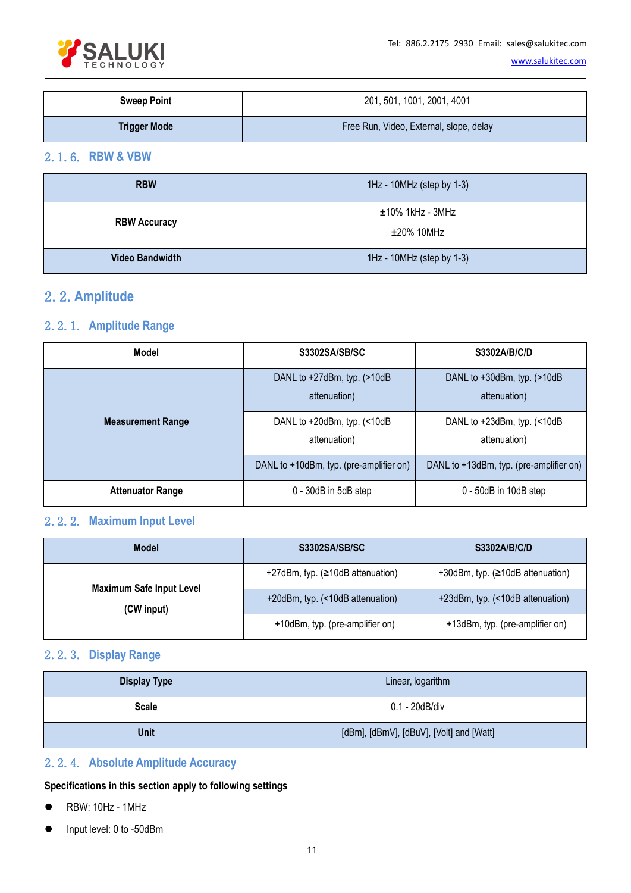| Sweep Point | 201, 501, 1001, 2001, 4001 |
| --- | --- |
| Trigger Mode | Free Run, Video, External, slope, delay |

### 2.1.6. RBW & VBW

| RBW | 1Hz - 10MHz (step by 1-3) |
| --- | --- |
| RBW Accuracy | ±10% 1kHz - 3MHz<br>±20% 10MHz |
| Video Bandwidth | 1Hz - 10MHz (step by 1-3) |

## 2.2. Amplitude

### 2.2.1. Amplitude Range

| Model | S3302SA/SB/SC | S3302A/B/C/D |
| --- | --- | --- |
| Measurement Range | DANL to +27dBm, typ. (>10dB attenuation) | DANL to +30dBm, typ. (>10dB attenuation) |
| | DANL to +20dBm, typ. (<10dB attenuation) | DANL to +23dBm, typ. (<10dB attenuation) |
| | DANL to +10dBm, typ. (pre-amplifier on) | DANL to +13dBm, typ. (pre-amplifier on) |
| Attenuator Range | 0 - 30dB in 5dB step | 0 - 50dB in 10dB step |

### 2.2.2. Maximum Input Level

| Model | S3302SA/SB/SC | S3302A/B/C/D |
| --- | --- | --- |
| Maximum Safe Input Level (CW input) | +27dBm, typ. (≥10dB attenuation) | +30dBm, typ. (≥10dB attenuation) |
| | +20dBm, typ. (<10dB attenuation) | +23dBm, typ. (<10dB attenuation) |
| | +10dBm, typ. (pre-amplifier on) | +13dBm, typ. (pre-amplifier on) |

### 2.2.3. Display Range

| Display Type | Linear, logarithm |
| --- | --- |
| Scale | 0.1 - 20dB/div |
| Unit | [dBm], [dBmV], [dBuV], [Volt] and [Watt] |

### 2.2.4. Absolute Amplitude Accuracy

**Specifications in this section apply to following settings**

- RBW: 10Hz - 1MHz
- Input level: 0 to -50dBm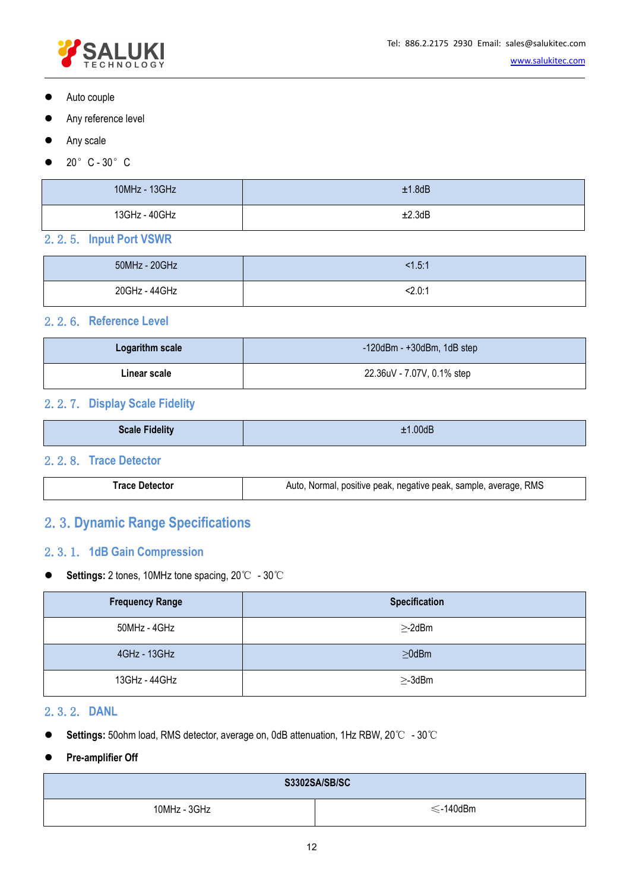- Auto couple
- Any reference level
- Any scale
- 20° C - 30° C

| 10MHz - 13GHz | ±1.8dB |
|---|---|
| 13GHz - 40GHz | ±2.3dB |

### 2.2.5. Input Port VSWR

| 50MHz - 20GHz | <1.5:1 |
|---|---|
| 20GHz - 44GHz | <2.0:1 |

### 2.2.6. Reference Level

| **Logarithm scale** | -120dBm - +30dBm, 1dB step |
|---|---|
| **Linear scale** | 22.36uV - 7.07V, 0.1% step |

### 2.2.7. Display Scale Fidelity

| **Scale Fidelity** | ±1.00dB |
|---|---|

### 2.2.8. Trace Detector

| **Trace Detector** | Auto, Normal, positive peak, negative peak, sample, average, RMS |
|---|---|

## 2.3. Dynamic Range Specifications

### 2.3.1. 1dB Gain Compression

- **Settings:** 2 tones, 10MHz tone spacing, 20℃ - 30℃

| **Frequency Range** | **Specification** |
|---|---|
| 50MHz - 4GHz | ≥-2dBm |
| 4GHz - 13GHz | ≥0dBm |
| 13GHz - 44GHz | ≥-3dBm |

### 2.3.2. DANL

- **Settings:** 50ohm load, RMS detector, average on, 0dB attenuation, 1Hz RBW, 20℃ - 30℃
- **Pre-amplifier Off**

| **S3302SA/SB/SC** | |
|---|---|
| 10MHz - 3GHz | ≤-140dBm |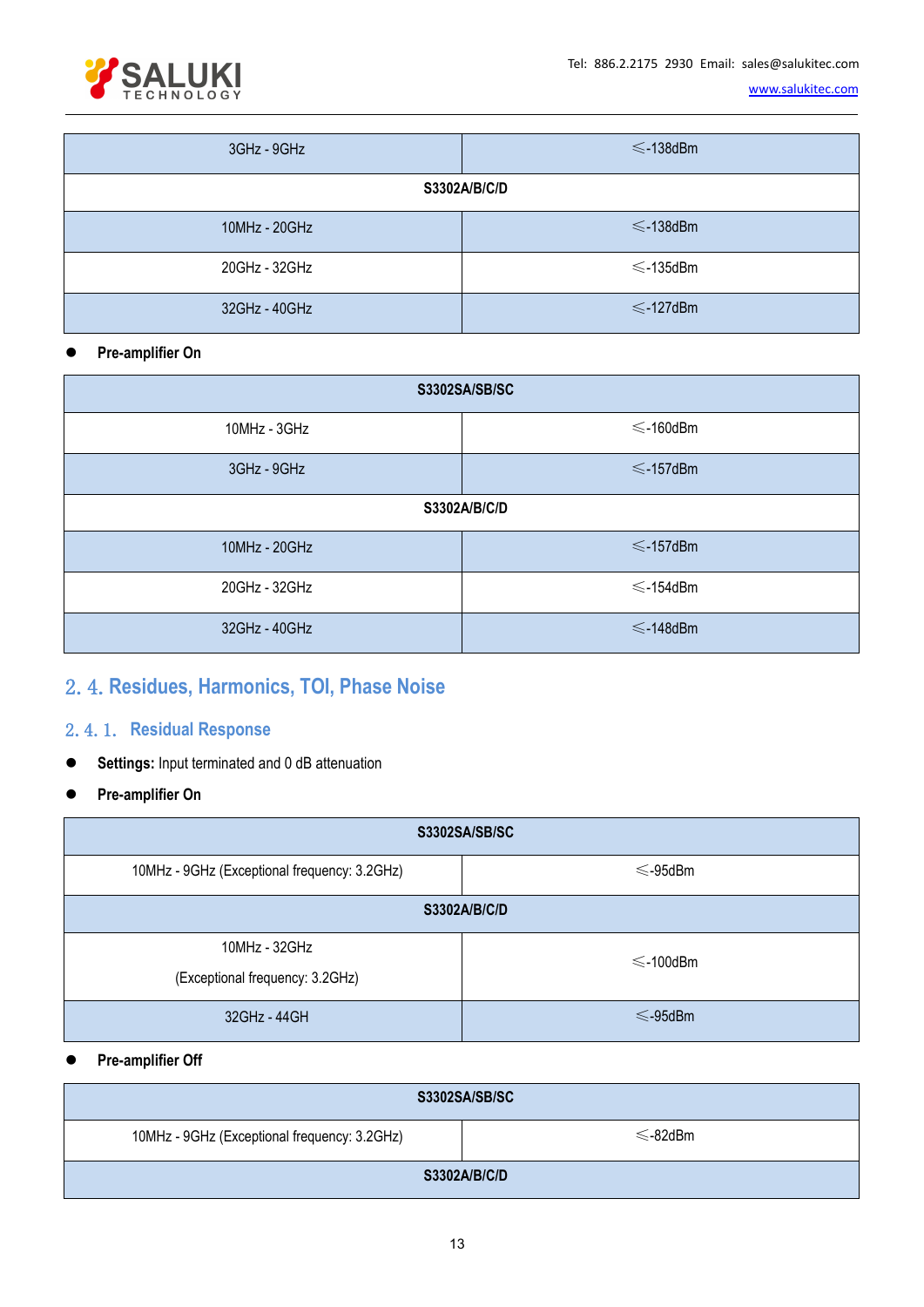| 3GHz - 9GHz | ⩽-138dBm |
|---|---|
| **S3302A/B/C/D** | |
| 10MHz - 20GHz | ⩽-138dBm |
| 20GHz - 32GHz | ⩽-135dBm |
| 32GHz - 40GHz | ⩽-127dBm |

- **Pre-amplifier On**

| **S3302SA/SB/SC** | |
|---|---|
| 10MHz - 3GHz | ⩽-160dBm |
| 3GHz - 9GHz | ⩽-157dBm |
| **S3302A/B/C/D** | |
| 10MHz - 20GHz | ⩽-157dBm |
| 20GHz - 32GHz | ⩽-154dBm |
| 32GHz - 40GHz | ⩽-148dBm |

## 2. 4. Residues, Harmonics, TOI, Phase Noise

### 2. 4. 1. Residual Response

- **Settings:** Input terminated and 0 dB attenuation
- **Pre-amplifier On**

| **S3302SA/SB/SC** | |
|---|---|
| 10MHz - 9GHz (Exceptional frequency: 3.2GHz) | ⩽-95dBm |
| **S3302A/B/C/D** | |
| 10MHz - 32GHz (Exceptional frequency: 3.2GHz) | ⩽-100dBm |
| 32GHz - 44GH | ⩽-95dBm |

- **Pre-amplifier Off**

| **S3302SA/SB/SC** | |
|---|---|
| 10MHz - 9GHz (Exceptional frequency: 3.2GHz) | ⩽-82dBm |
| **S3302A/B/C/D** | |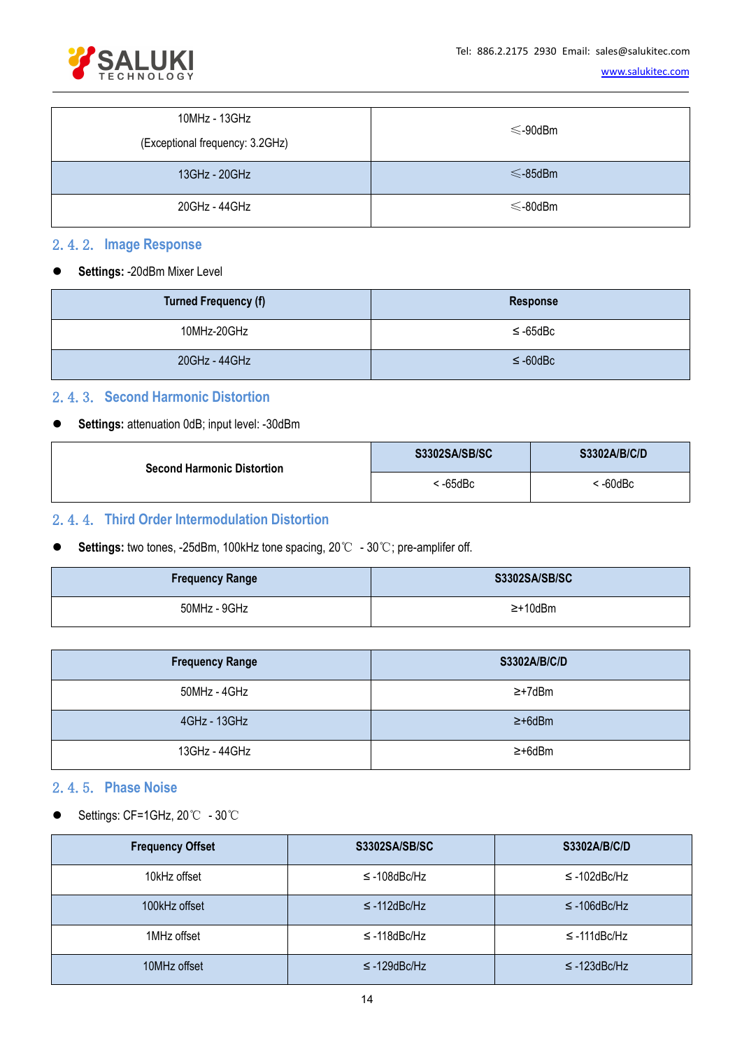| 10MHz - 13GHz (Exceptional frequency: 3.2GHz) | ≤-90dBm |
| --- | --- |
| 13GHz - 20GHz | ≤-85dBm |
| 20GHz - 44GHz | ≤-80dBm |

### 2.4.2. Image Response

- **Settings:** -20dBm Mixer Level

| Turned Frequency (f) | Response |
| --- | --- |
| 10MHz-20GHz | ≤-65dBc |
| 20GHz - 44GHz | ≤-60dBc |

### 2.4.3. Second Harmonic Distortion

- **Settings:** attenuation 0dB; input level: -30dBm

| Second Harmonic Distortion | S3302SA/SB/SC | S3302A/B/C/D |
| --- | --- | --- |
| | < -65dBc | < -60dBc |

### 2.4.4. Third Order Intermodulation Distortion

- **Settings:** two tones, -25dBm, 100kHz tone spacing, 20℃ - 30℃; pre-amplifer off.

| Frequency Range | S3302SA/SB/SC |
| --- | --- |
| 50MHz - 9GHz | ≥+10dBm |

| Frequency Range | S3302A/B/C/D |
| --- | --- |
| 50MHz - 4GHz | ≥+7dBm |
| 4GHz - 13GHz | ≥+6dBm |
| 13GHz - 44GHz | ≥+6dBm |

### 2.4.5. Phase Noise

- Settings: CF=1GHz, 20℃ - 30℃

| Frequency Offset | S3302SA/SB/SC | S3302A/B/C/D |
| --- | --- | --- |
| 10kHz offset | ≤-108dBc/Hz | ≤-102dBc/Hz |
| 100kHz offset | ≤-112dBc/Hz | ≤-106dBc/Hz |
| 1MHz offset | ≤-118dBc/Hz | ≤-111dBc/Hz |
| 10MHz offset | ≤-129dBc/Hz | ≤-123dBc/Hz |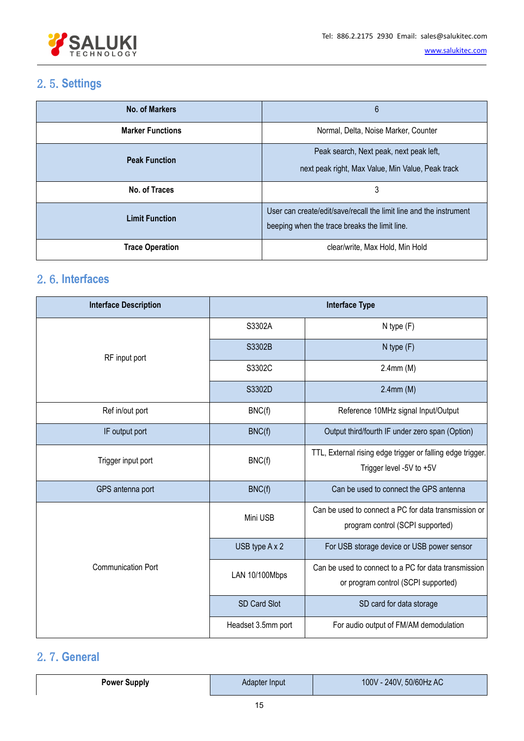## 2. 5. Settings

| No. of Markers | 6 |
|---|---|
| Marker Functions | Normal, Delta, Noise Marker, Counter |
| Peak Function | Peak search, Next peak, next peak left, next peak right, Max Value, Min Value, Peak track |
| No. of Traces | 3 |
| Limit Function | User can create/edit/save/recall the limit line and the instrument beeping when the trace breaks the limit line. |
| Trace Operation | clear/write, Max Hold, Min Hold |

## 2. 6. Interfaces

| Interface Description | Interface Type | |
|---|---|---|
| RF input port | S3302A | N type (F) |
| | S3302B | N type (F) |
| | S3302C | 2.4mm (M) |
| | S3302D | 2.4mm (M) |
| Ref in/out port | BNC(f) | Reference 10MHz signal Input/Output |
| IF output port | BNC(f) | Output third/fourth IF under zero span (Option) |
| Trigger input port | BNC(f) | TTL, External rising edge trigger or falling edge trigger. Trigger level -5V to +5V |
| GPS antenna port | BNC(f) | Can be used to connect the GPS antenna |
| Communication Port | Mini USB | Can be used to connect a PC for data transmission or program control (SCPI supported) |
| | USB type A x 2 | For USB storage device or USB power sensor |
| | LAN 10/100Mbps | Can be used to connect to a PC for data transmission or program control (SCPI supported) |
| | SD Card Slot | SD card for data storage |
| | Headset 3.5mm port | For audio output of FM/AM demodulation |

## 2. 7. General

| Power Supply | Adapter Input | 100V - 240V, 50/60Hz AC |
|---|---|---|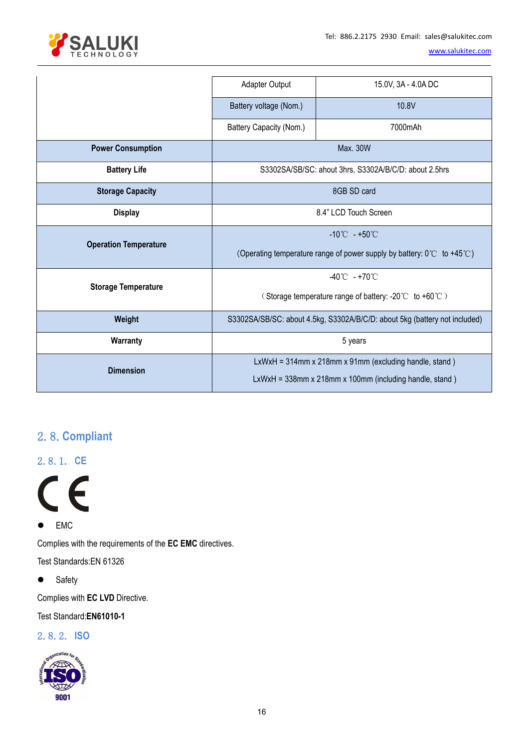| | | |
|---|---|---|
| | Adapter Output | 15.0V, 3A - 4.0A DC |
| | Battery voltage (Nom.) | 10.8V |
| | Battery Capacity (Nom.) | 7000mAh |
| **Power Consumption** | Max. 30W | |
| **Battery Life** | S3302SA/SB/SC: ahout 3hrs, S3302A/B/C/D: about 2.5hrs | |
| **Storage Capacity** | 8GB SD card | |
| **Display** | 8.4" LCD Touch Screen | |
| **Operation Temperature** | -10℃ - +50℃ (Operating temperature range of power supply by battery: 0℃ to +45℃) | |
| **Storage Temperature** | -40℃ - +70℃ （Storage temperature range of battery: -20℃ to +60℃） | |
| **Weight** | S3302SA/SB/SC: about 4.5kg, S3302A/B/C/D: about 5kg (battery not included) | |
| **Warranty** | 5 years | |
| **Dimension** | LxWxH = 314mm x 218mm x 91mm (excluding handle, stand ) LxWxH = 338mm x 218mm x 100mm (including handle, stand ) | |

## 2. 8. Compliant

### 2. 8. 1. CE

- EMC

Complies with the requirements of the **EC EMC** directives.

Test Standards:EN 61326

- Safety

Complies with **EC LVD** Directive.

Test Standard:**EN61010-1**

### 2. 8. 2. ISO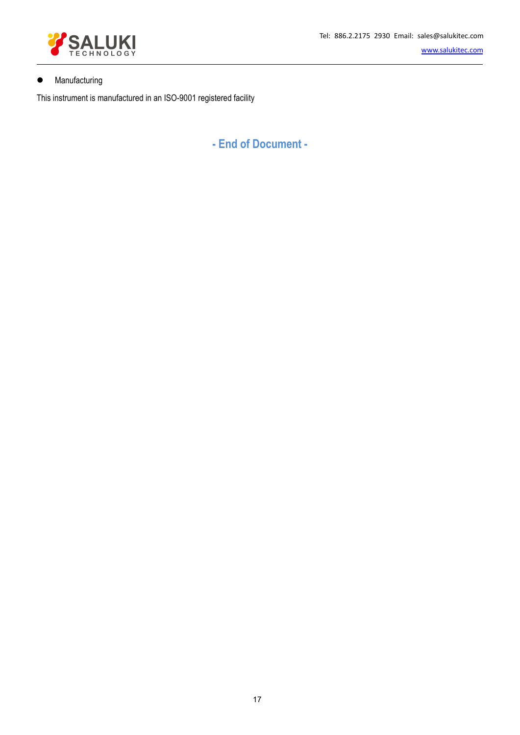- Manufacturing

This instrument is manufactured in an ISO-9001 registered facility

**- End of Document -**